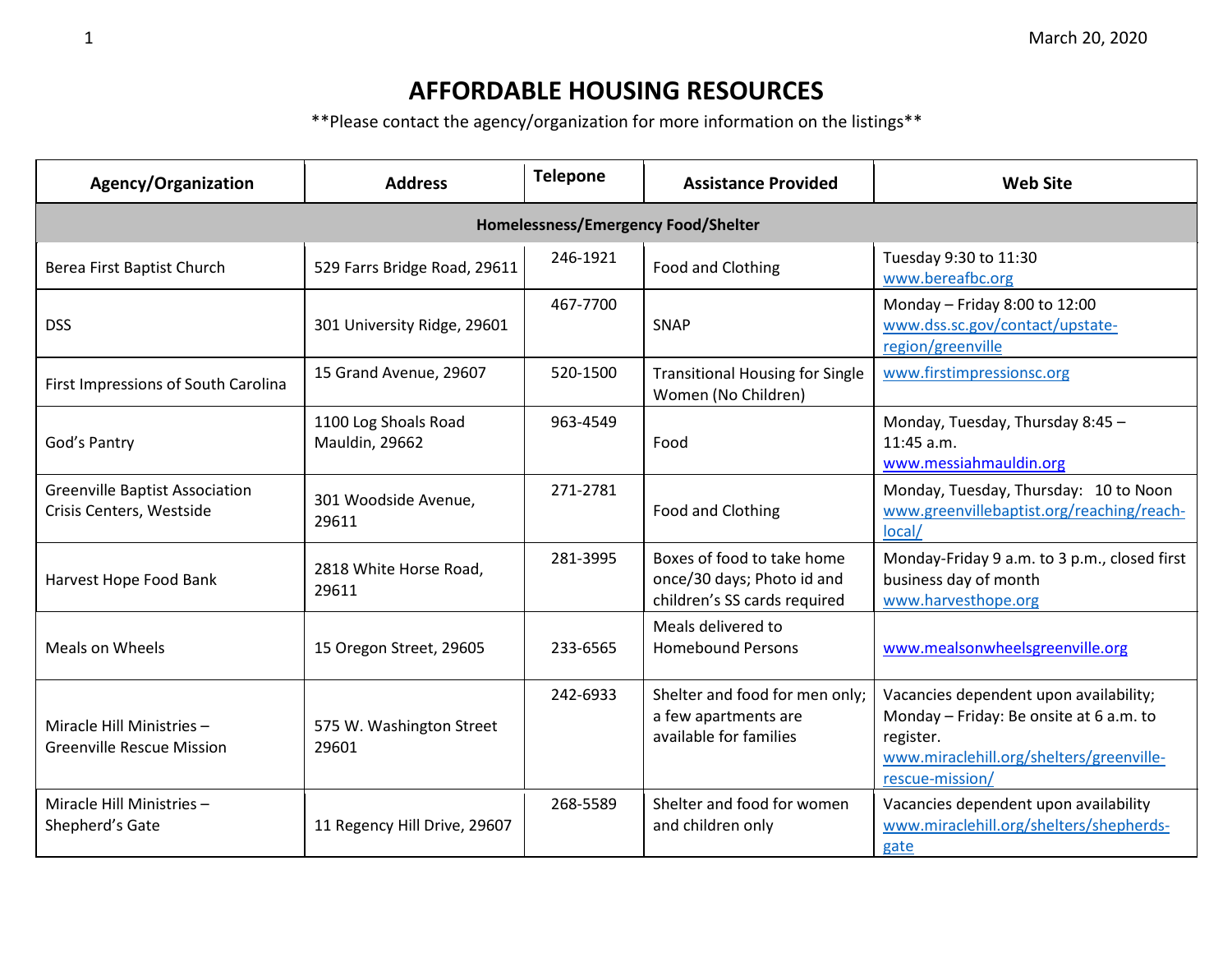March 20, 2020

# AFFORDABLE HOUSING RESOURCES

**Please contact the agency/organization for more information on the listings**

| Agency/Organization | Address | Telepone | Assistance Provided | Web Site |
|---|---|---|---|---|
| **Homelessness/Emergency Food/Shelter** | | | | |
| Berea First Baptist Church | 529 Farrs Bridge Road, 29611 | 246-1921 | Food and Clothing | Tuesday 9:30 to 11:30 www.bereafbc.org |
| DSS | 301 University Ridge, 29601 | 467-7700 | SNAP | Monday – Friday 8:00 to 12:00 www.dss.sc.gov/contact/upstate-region/greenville |
| First Impressions of South Carolina | 15 Grand Avenue, 29607 | 520-1500 | Transitional Housing for Single Women (No Children) | www.firstimpressionsc.org |
| God's Pantry | 1100 Log Shoals Road Mauldin, 29662 | 963-4549 | Food | Monday, Tuesday, Thursday 8:45 – 11:45 a.m. www.messiahmauldin.org |
| Greenville Baptist Association Crisis Centers, Westside | 301 Woodside Avenue, 29611 | 271-2781 | Food and Clothing | Monday, Tuesday, Thursday: 10 to Noon www.greenvillebaptist.org/reaching/reach-local/ |
| Harvest Hope Food Bank | 2818 White Horse Road, 29611 | 281-3995 | Boxes of food to take home once/30 days; Photo id and children's SS cards required | Monday-Friday 9 a.m. to 3 p.m., closed first business day of month www.harvesthope.org |
| Meals on Wheels | 15 Oregon Street, 29605 | 233-6565 | Meals delivered to Homebound Persons | www.mealsonwheelsgreenville.org |
| Miracle Hill Ministries – Greenville Rescue Mission | 575 W. Washington Street 29601 | 242-6933 | Shelter and food for men only; a few apartments are available for families | Vacancies dependent upon availability; Monday – Friday: Be onsite at 6 a.m. to register. www.miraclehill.org/shelters/greenville-rescue-mission/ |
| Miracle Hill Ministries – Shepherd's Gate | 11 Regency Hill Drive, 29607 | 268-5589 | Shelter and food for women and children only | Vacancies dependent upon availability www.miraclehill.org/shelters/shepherds-gate |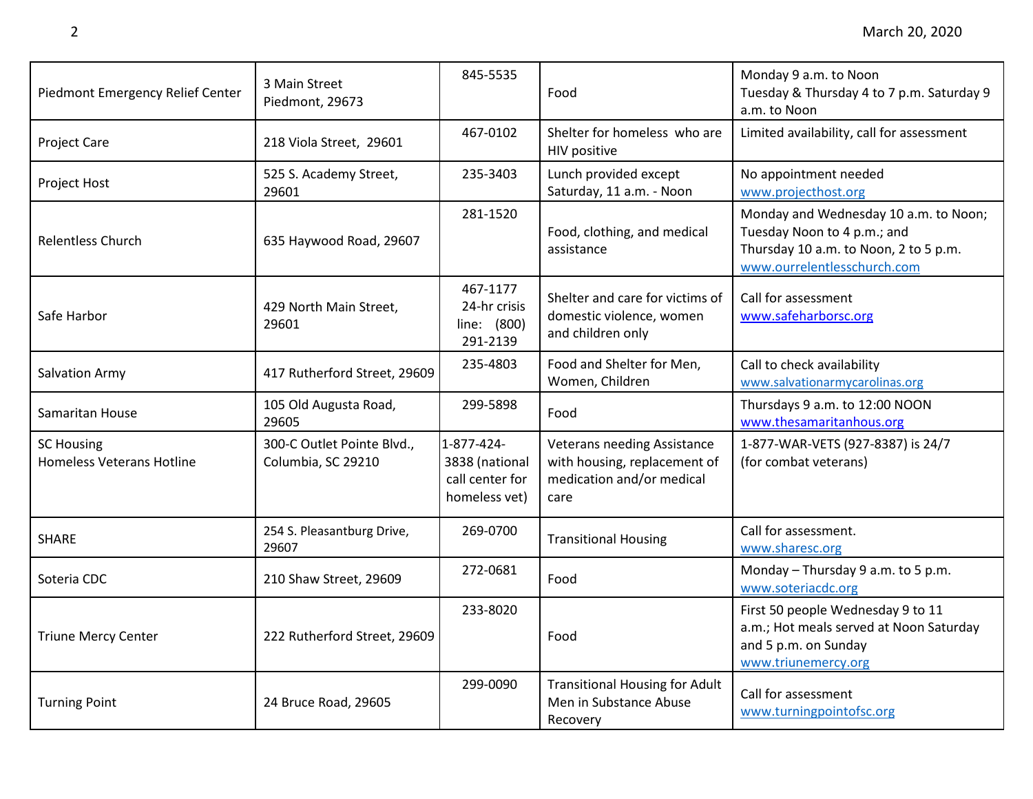| | | | | |
|---|---|---|---|---|
| Piedmont Emergency Relief Center | 3 Main Street Piedmont, 29673 | 845-5535 | Food | Monday 9 a.m. to Noon Tuesday & Thursday 4 to 7 p.m. Saturday 9 a.m. to Noon |
| Project Care | 218 Viola Street, 29601 | 467-0102 | Shelter for homeless who are HIV positive | Limited availability, call for assessment |
| Project Host | 525 S. Academy Street, 29601 | 235-3403 | Lunch provided except Saturday, 11 a.m. - Noon | No appointment needed www.projecthost.org |
| Relentless Church | 635 Haywood Road, 29607 | 281-1520 | Food, clothing, and medical assistance | Monday and Wednesday 10 a.m. to Noon; Tuesday Noon to 4 p.m.; and Thursday 10 a.m. to Noon, 2 to 5 p.m. www.ourrelentlesschurch.com |
| Safe Harbor | 429 North Main Street, 29601 | 467-1177 24-hr crisis line: (800) 291-2139 | Shelter and care for victims of domestic violence, women and children only | Call for assessment www.safeharborsc.org |
| Salvation Army | 417 Rutherford Street, 29609 | 235-4803 | Food and Shelter for Men, Women, Children | Call to check availability www.salvationarmycarolinas.org |
| Samaritan House | 105 Old Augusta Road, 29605 | 299-5898 | Food | Thursdays 9 a.m. to 12:00 NOON www.thesamaritanhous.org |
| SC Housing Homeless Veterans Hotline | 300-C Outlet Pointe Blvd., Columbia, SC 29210 | 1-877-424-3838 (national call center for homeless vet) | Veterans needing Assistance with housing, replacement of medication and/or medical care | 1-877-WAR-VETS (927-8387) is 24/7 (for combat veterans) |
| SHARE | 254 S. Pleasantburg Drive, 29607 | 269-0700 | Transitional Housing | Call for assessment. www.sharesc.org |
| Soteria CDC | 210 Shaw Street, 29609 | 272-0681 | Food | Monday – Thursday 9 a.m. to 5 p.m. www.soteriacdc.org |
| Triune Mercy Center | 222 Rutherford Street, 29609 | 233-8020 | Food | First 50 people Wednesday 9 to 11 a.m.; Hot meals served at Noon Saturday and 5 p.m. on Sunday www.triunemercy.org |
| Turning Point | 24 Bruce Road, 29605 | 299-0090 | Transitional Housing for Adult Men in Substance Abuse Recovery | Call for assessment www.turningpointofsc.org |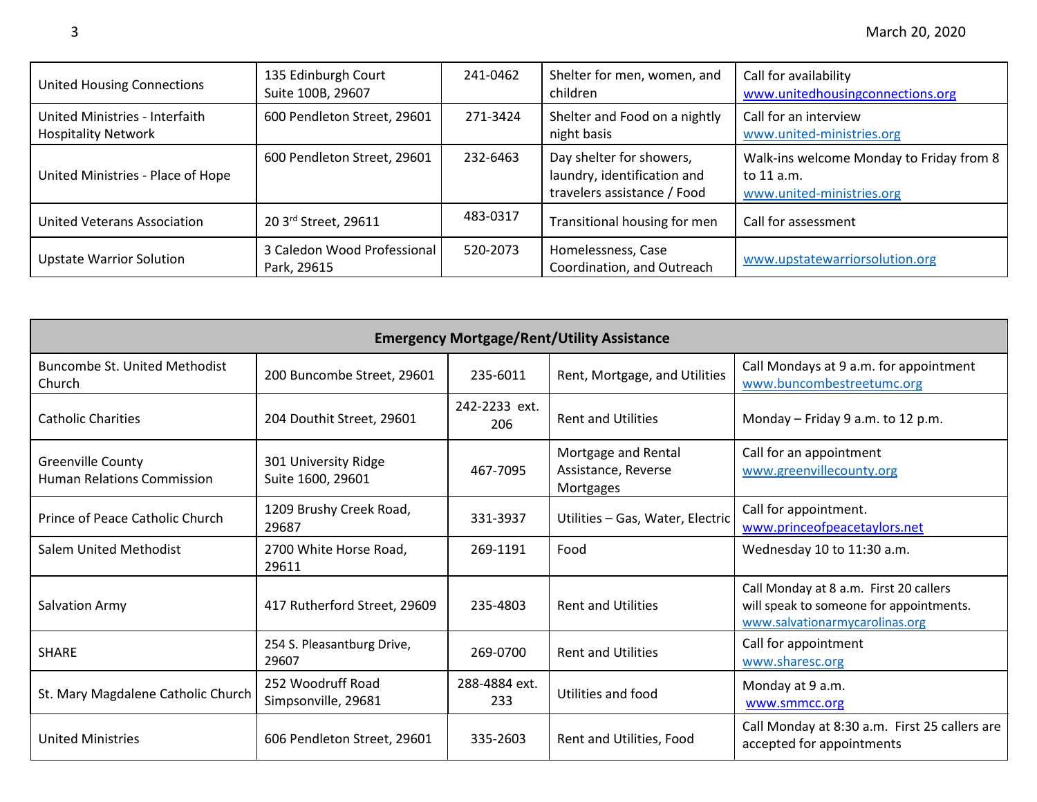| | | | | |
|---|---|---|---|---|
| United Housing Connections | 135 Edinburgh Court Suite 100B, 29607 | 241-0462 | Shelter for men, women, and children | Call for availability www.unitedhousingconnections.org |
| United Ministries - Interfaith Hospitality Network | 600 Pendleton Street, 29601 | 271-3424 | Shelter and Food on a nightly night basis | Call for an interview www.united-ministries.org |
| United Ministries - Place of Hope | 600 Pendleton Street, 29601 | 232-6463 | Day shelter for showers, laundry, identification and travelers assistance / Food | Walk-ins welcome Monday to Friday from 8 to 11 a.m. www.united-ministries.org |
| United Veterans Association | 20 3rd Street, 29611 | 483-0317 | Transitional housing for men | Call for assessment |
| Upstate Warrior Solution | 3 Caledon Wood Professional Park, 29615 | 520-2073 | Homelessness, Case Coordination, and Outreach | www.upstatewarriorsolution.org |

| **Emergency Mortgage/Rent/Utility Assistance** | | | | |
|---|---|---|---|---|
| Buncombe St. United Methodist Church | 200 Buncombe Street, 29601 | 235-6011 | Rent, Mortgage, and Utilities | Call Mondays at 9 a.m. for appointment www.buncombestreetumc.org |
| Catholic Charities | 204 Douthit Street, 29601 | 242-2233 ext. 206 | Rent and Utilities | Monday – Friday 9 a.m. to 12 p.m. |
| Greenville County Human Relations Commission | 301 University Ridge Suite 1600, 29601 | 467-7095 | Mortgage and Rental Assistance, Reverse Mortgages | Call for an appointment www.greenvillecounty.org |
| Prince of Peace Catholic Church | 1209 Brushy Creek Road, 29687 | 331-3937 | Utilities – Gas, Water, Electric | Call for appointment. www.princeofpeacetaylors.net |
| Salem United Methodist | 2700 White Horse Road, 29611 | 269-1191 | Food | Wednesday 10 to 11:30 a.m. |
| Salvation Army | 417 Rutherford Street, 29609 | 235-4803 | Rent and Utilities | Call Monday at 8 a.m. First 20 callers will speak to someone for appointments. www.salvationarmycarolinas.org |
| SHARE | 254 S. Pleasantburg Drive, 29607 | 269-0700 | Rent and Utilities | Call for appointment www.sharesc.org |
| St. Mary Magdalene Catholic Church | 252 Woodruff Road Simpsonville, 29681 | 288-4884 ext. 233 | Utilities and food | Monday at 9 a.m. www.smmcc.org |
| United Ministries | 606 Pendleton Street, 29601 | 335-2603 | Rent and Utilities, Food | Call Monday at 8:30 a.m. First 25 callers are accepted for appointments |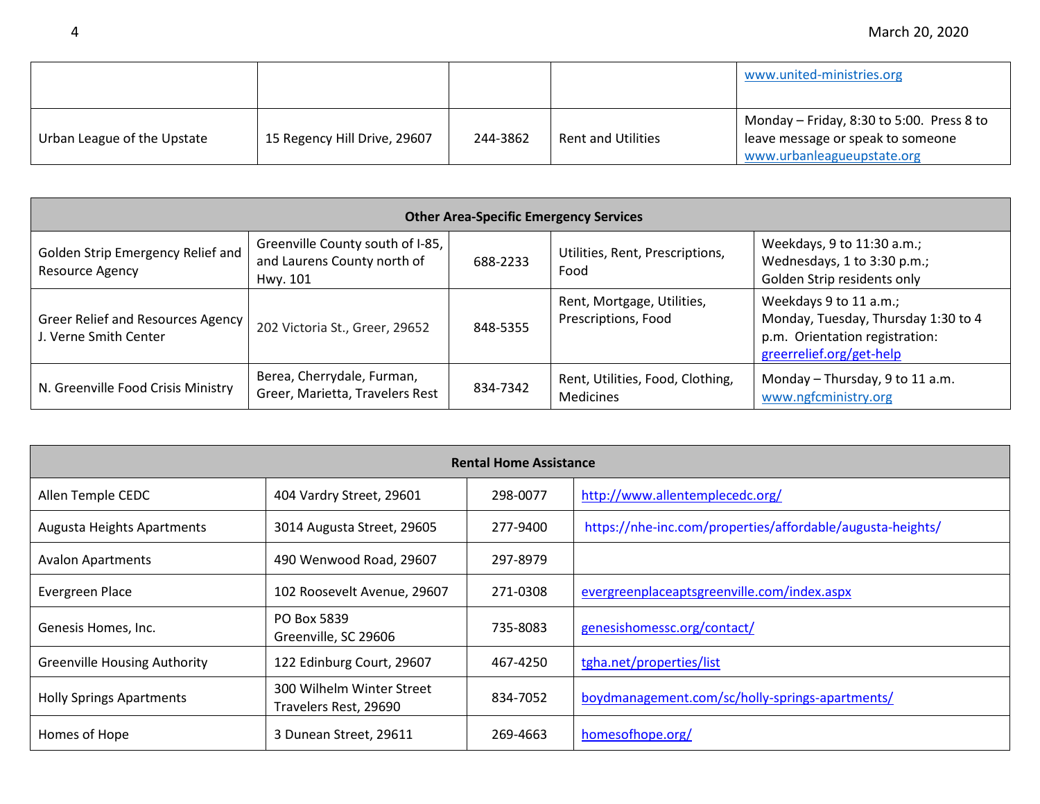| | | | | |
|---|---|---|---|---|
| | | | | www.united-ministries.org |
| Urban League of the Upstate | 15 Regency Hill Drive, 29607 | 244-3862 | Rent and Utilities | Monday – Friday, 8:30 to 5:00. Press 8 to leave message or speak to someone www.urbanleagueupstate.org |

| Other Area-Specific Emergency Services | | | | |
|---|---|---|---|---|
| Golden Strip Emergency Relief and Resource Agency | Greenville County south of I-85, and Laurens County north of Hwy. 101 | 688-2233 | Utilities, Rent, Prescriptions, Food | Weekdays, 9 to 11:30 a.m.; Wednesdays, 1 to 3:30 p.m.; Golden Strip residents only |
| Greer Relief and Resources Agency J. Verne Smith Center | 202 Victoria St., Greer, 29652 | 848-5355 | Rent, Mortgage, Utilities, Prescriptions, Food | Weekdays 9 to 11 a.m.; Monday, Tuesday, Thursday 1:30 to 4 p.m. Orientation registration: greerrelief.org/get-help |
| N. Greenville Food Crisis Ministry | Berea, Cherrydale, Furman, Greer, Marietta, Travelers Rest | 834-7342 | Rent, Utilities, Food, Clothing, Medicines | Monday – Thursday, 9 to 11 a.m. www.ngfcministry.org |

| Rental Home Assistance | | | |
|---|---|---|---|
| Allen Temple CEDC | 404 Vardry Street, 29601 | 298-0077 | http://www.allentemplecedc.org/ |
| Augusta Heights Apartments | 3014 Augusta Street, 29605 | 277-9400 | https://nhe-inc.com/properties/affordable/augusta-heights/ |
| Avalon Apartments | 490 Wenwood Road, 29607 | 297-8979 | |
| Evergreen Place | 102 Roosevelt Avenue, 29607 | 271-0308 | evergreenplaceaptsgreenville.com/index.aspx |
| Genesis Homes, Inc. | PO Box 5839 Greenville, SC 29606 | 735-8083 | genesishomessc.org/contact/ |
| Greenville Housing Authority | 122 Edinburg Court, 29607 | 467-4250 | tgha.net/properties/list |
| Holly Springs Apartments | 300 Wilhelm Winter Street Travelers Rest, 29690 | 834-7052 | boydmanagement.com/sc/holly-springs-apartments/ |
| Homes of Hope | 3 Dunean Street, 29611 | 269-4663 | homesofhope.org/ |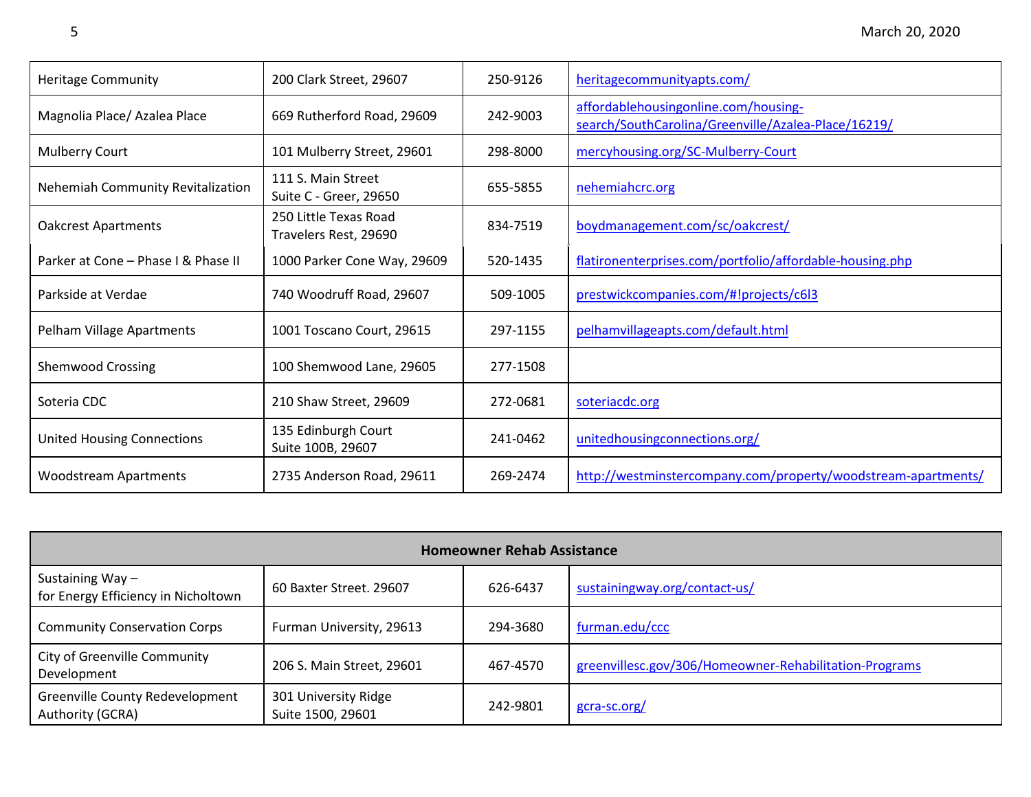| | | | |
|---|---|---|---|
| Heritage Community | 200 Clark Street, 29607 | 250-9126 | heritagecommunityapts.com/ |
| Magnolia Place/ Azalea Place | 669 Rutherford Road, 29609 | 242-9003 | affordablehousingonline.com/housing-search/SouthCarolina/Greenville/Azalea-Place/16219/ |
| Mulberry Court | 101 Mulberry Street, 29601 | 298-8000 | mercyhousing.org/SC-Mulberry-Court |
| Nehemiah Community Revitalization | 111 S. Main Street Suite C - Greer, 29650 | 655-5855 | nehemiahcrc.org |
| Oakcrest Apartments | 250 Little Texas Road Travelers Rest, 29690 | 834-7519 | boydmanagement.com/sc/oakcrest/ |
| Parker at Cone – Phase I & Phase II | 1000 Parker Cone Way, 29609 | 520-1435 | flatironenterprises.com/portfolio/affordable-housing.php |
| Parkside at Verdae | 740 Woodruff Road, 29607 | 509-1005 | prestwickcompanies.com/#!projects/c6l3 |
| Pelham Village Apartments | 1001 Toscano Court, 29615 | 297-1155 | pelhamvillageapts.com/default.html |
| Shemwood Crossing | 100 Shemwood Lane, 29605 | 277-1508 | |
| Soteria CDC | 210 Shaw Street, 29609 | 272-0681 | soteriacdc.org |
| United Housing Connections | 135 Edinburgh Court Suite 100B, 29607 | 241-0462 | unitedhousingconnections.org/ |
| Woodstream Apartments | 2735 Anderson Road, 29611 | 269-2474 | http://westminstercompany.com/property/woodstream-apartments/ |

| **Homeowner Rehab Assistance** | | | |
|---|---|---|---|
| Sustaining Way – for Energy Efficiency in Nicholtown | 60 Baxter Street. 29607 | 626-6437 | sustainingway.org/contact-us/ |
| Community Conservation Corps | Furman University, 29613 | 294-3680 | furman.edu/ccc |
| City of Greenville Community Development | 206 S. Main Street, 29601 | 467-4570 | greenvillesc.gov/306/Homeowner-Rehabilitation-Programs |
| Greenville County Redevelopment Authority (GCRA) | 301 University Ridge Suite 1500, 29601 | 242-9801 | gcra-sc.org/ |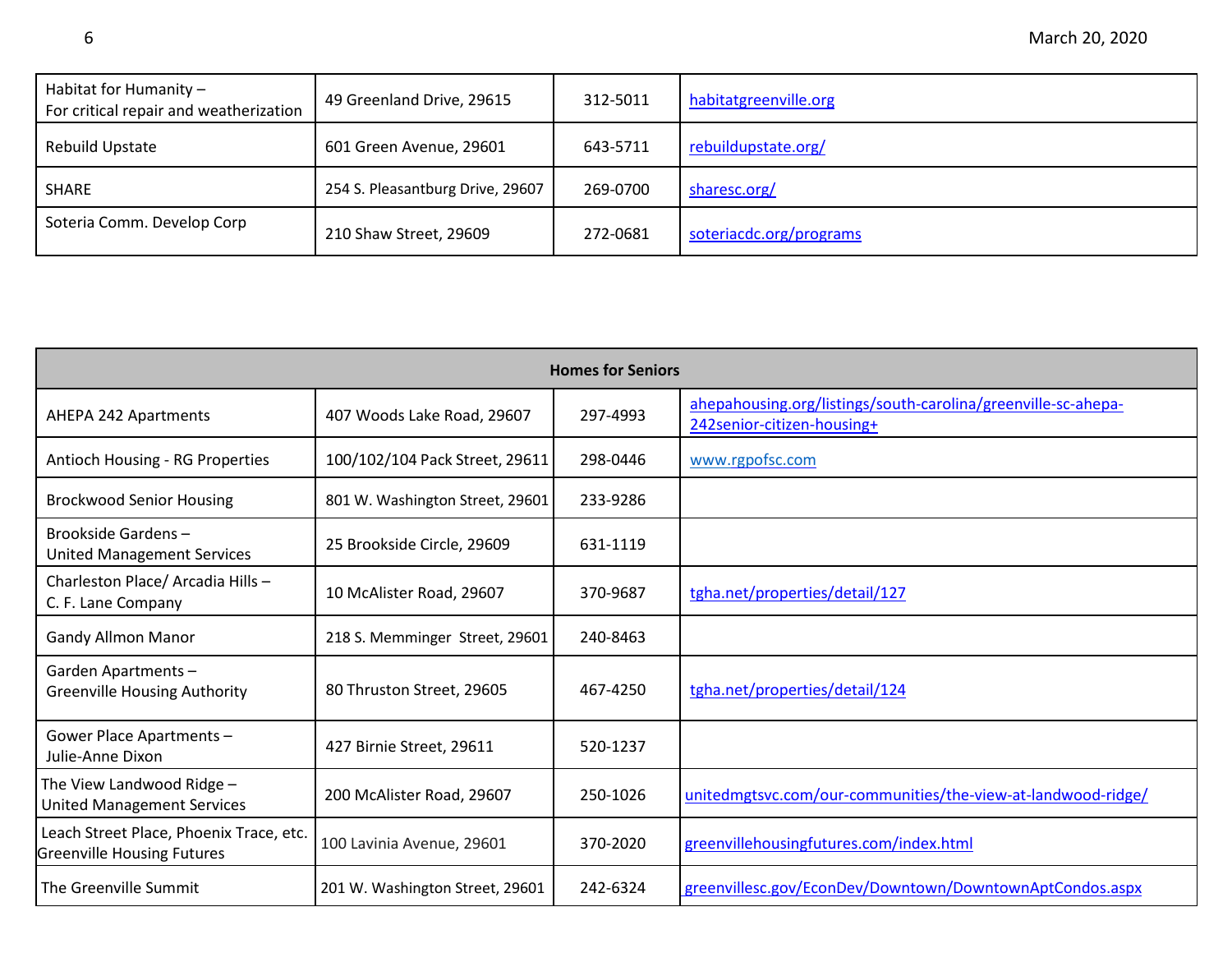| | | | |
|---|---|---|---|
| Habitat for Humanity – For critical repair and weatherization | 49 Greenland Drive, 29615 | 312-5011 | habitatgreenville.org |
| Rebuild Upstate | 601 Green Avenue, 29601 | 643-5711 | rebuildupstate.org/ |
| SHARE | 254 S. Pleasantburg Drive, 29607 | 269-0700 | sharesc.org/ |
| Soteria Comm. Develop Corp | 210 Shaw Street, 29609 | 272-0681 | soteriacdc.org/programs |

| **Homes for Seniors** | | | |
|---|---|---|---|
| AHEPA 242 Apartments | 407 Woods Lake Road, 29607 | 297-4993 | ahepahousing.org/listings/south-carolina/greenville-sc-ahepa-242senior-citizen-housing+ |
| Antioch Housing - RG Properties | 100/102/104 Pack Street, 29611 | 298-0446 | www.rgpofsc.com |
| Brockwood Senior Housing | 801 W. Washington Street, 29601 | 233-9286 | |
| Brookside Gardens – United Management Services | 25 Brookside Circle, 29609 | 631-1119 | |
| Charleston Place/ Arcadia Hills – C. F. Lane Company | 10 McAlister Road, 29607 | 370-9687 | tgha.net/properties/detail/127 |
| Gandy Allmon Manor | 218 S. Memminger Street, 29601 | 240-8463 | |
| Garden Apartments – Greenville Housing Authority | 80 Thruston Street, 29605 | 467-4250 | tgha.net/properties/detail/124 |
| Gower Place Apartments – Julie-Anne Dixon | 427 Birnie Street, 29611 | 520-1237 | |
| The View Landwood Ridge – United Management Services | 200 McAlister Road, 29607 | 250-1026 | unitedmgtsvc.com/our-communities/the-view-at-landwood-ridge/ |
| Leach Street Place, Phoenix Trace, etc. Greenville Housing Futures | 100 Lavinia Avenue, 29601 | 370-2020 | greenvillehousingfutures.com/index.html |
| The Greenville Summit | 201 W. Washington Street, 29601 | 242-6324 | greenvillesc.gov/EconDev/Downtown/DowntownAptCondos.aspx |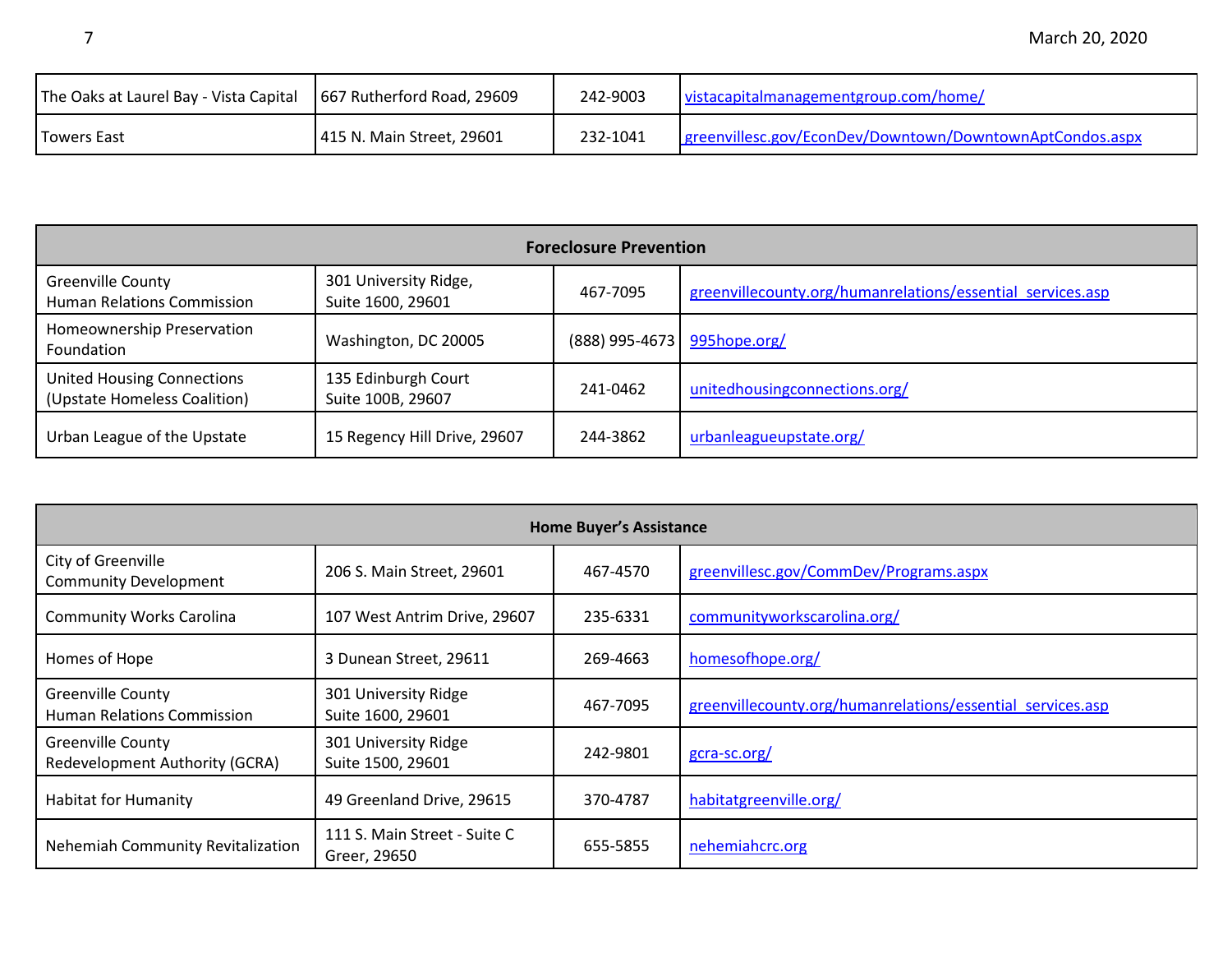| | | | |
|---|---|---|---|
| The Oaks at Laurel Bay - Vista Capital | 667 Rutherford Road, 29609 | 242-9003 | vistacapitalmanagementgroup.com/home/ |
| Towers East | 415 N. Main Street, 29601 | 232-1041 | greenvillesc.gov/EconDev/Downtown/DowntownAptCondos.aspx |

| **Foreclosure Prevention** | | | |
|---|---|---|---|
| Greenville County Human Relations Commission | 301 University Ridge, Suite 1600, 29601 | 467-7095 | greenvillecounty.org/humanrelations/essential_services.asp |
| Homeownership Preservation Foundation | Washington, DC 20005 | (888) 995-4673 | 995hope.org/ |
| United Housing Connections (Upstate Homeless Coalition) | 135 Edinburgh Court Suite 100B, 29607 | 241-0462 | unitedhousingconnections.org/ |
| Urban League of the Upstate | 15 Regency Hill Drive, 29607 | 244-3862 | urbanleagueupstate.org/ |

| **Home Buyer's Assistance** | | | |
|---|---|---|---|
| City of Greenville Community Development | 206 S. Main Street, 29601 | 467-4570 | greenvillesc.gov/CommDev/Programs.aspx |
| Community Works Carolina | 107 West Antrim Drive, 29607 | 235-6331 | communityworkscarolina.org/ |
| Homes of Hope | 3 Dunean Street, 29611 | 269-4663 | homesofhope.org/ |
| Greenville County Human Relations Commission | 301 University Ridge Suite 1600, 29601 | 467-7095 | greenvillecounty.org/humanrelations/essential_services.asp |
| Greenville County Redevelopment Authority (GCRA) | 301 University Ridge Suite 1500, 29601 | 242-9801 | gcra-sc.org/ |
| Habitat for Humanity | 49 Greenland Drive, 29615 | 370-4787 | habitatgreenville.org/ |
| Nehemiah Community Revitalization | 111 S. Main Street - Suite C Greer, 29650 | 655-5855 | nehemiahcrc.org |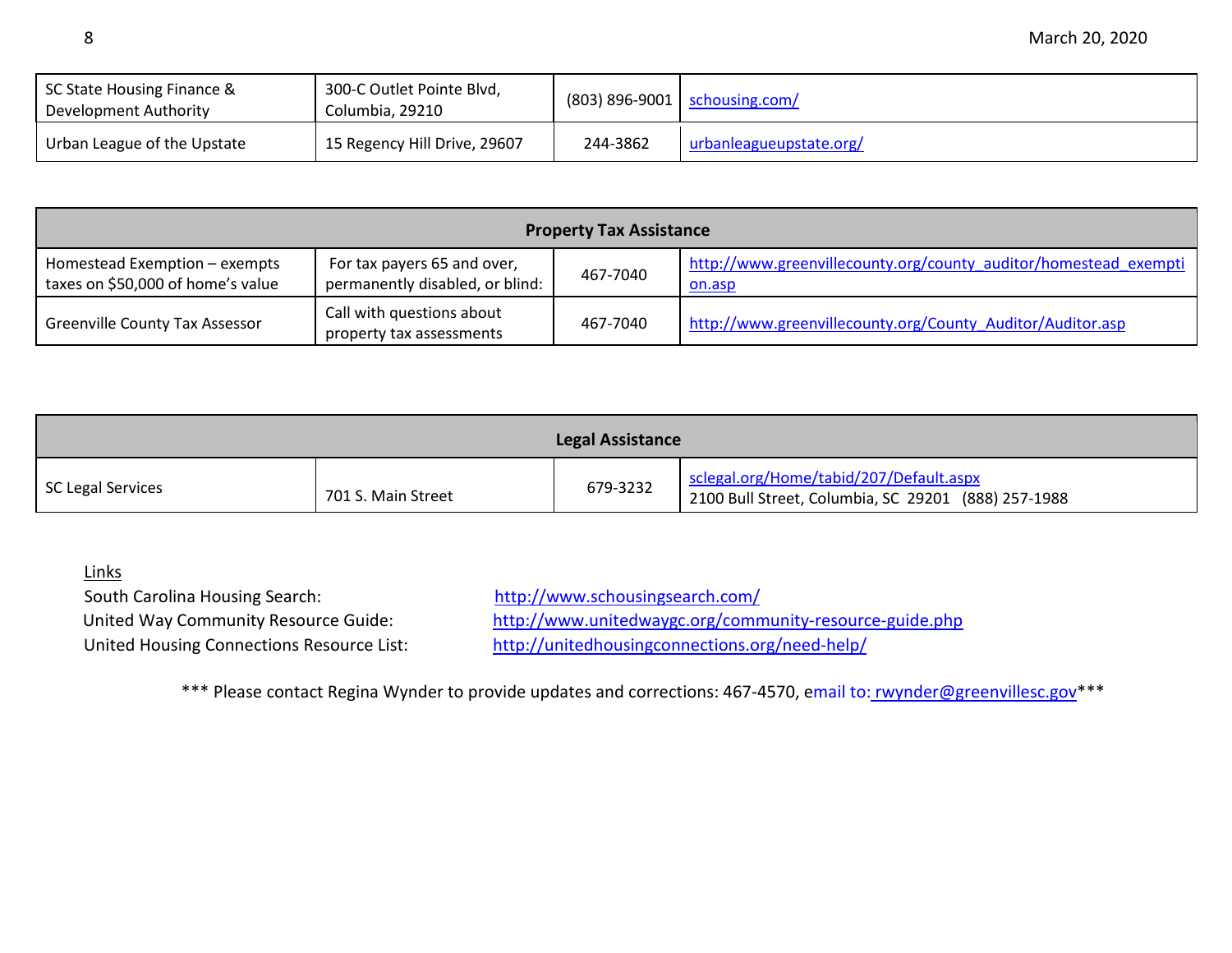| | | | |
|---|---|---|---|
| SC State Housing Finance & Development Authority | 300-C Outlet Pointe Blvd, Columbia, 29210 | (803) 896-9001 | schousing.com/ |
| Urban League of the Upstate | 15 Regency Hill Drive, 29607 | 244-3862 | urbanleagueupstate.org/ |

| Property Tax Assistance | | | |
|---|---|---|---|
| Homestead Exemption – exempts taxes on $50,000 of home's value | For tax payers 65 and over, permanently disabled, or blind: | 467-7040 | http://www.greenvillecounty.org/county_auditor/homestead_exemption.asp |
| Greenville County Tax Assessor | Call with questions about property tax assessments | 467-7040 | http://www.greenvillecounty.org/County_Auditor/Auditor.asp |

| Legal Assistance | | | |
|---|---|---|---|
| SC Legal Services | 701 S. Main Street | 679-3232 | sclegal.org/Home/tabid/207/Default.aspx 2100 Bull Street, Columbia, SC 29201 (888) 257-1988 |

Links

South Carolina Housing Search: http://www.schousingsearch.com/

United Way Community Resource Guide: http://www.unitedwaygc.org/community-resource-guide.php

United Housing Connections Resource List: http://unitedhousingconnections.org/need-help/

*** Please contact Regina Wynder to provide updates and corrections: 467-4570, email to: rwynder@greenvillesc.gov***